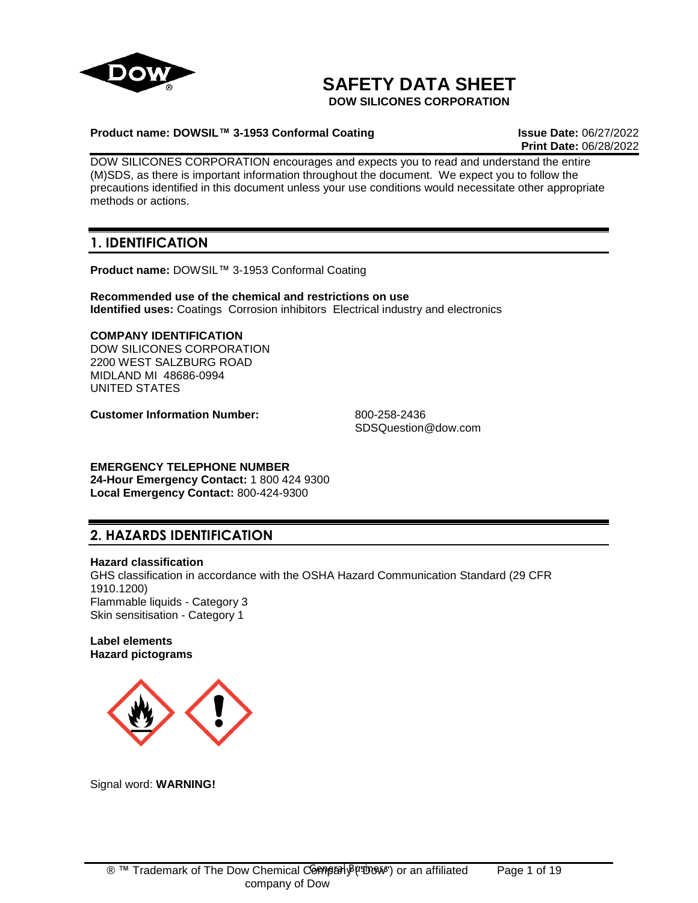# SAFETY DATA SHEET

**DOW SILICONES CORPORATION**

**Product name: DOWSIL™ 3-1953 Conformal Coating**

**Issue Date:** 06/27/2022
**Print Date:** 06/28/2022

DOW SILICONES CORPORATION encourages and expects you to read and understand the entire (M)SDS, as there is important information throughout the document. We expect you to follow the precautions identified in this document unless your use conditions would necessitate other appropriate methods or actions.

## 1. IDENTIFICATION

**Product name:** DOWSIL™ 3-1953 Conformal Coating

**Recommended use of the chemical and restrictions on use**
**Identified uses:** Coatings Corrosion inhibitors Electrical industry and electronics

**COMPANY IDENTIFICATION**
DOW SILICONES CORPORATION
2200 WEST SALZBURG ROAD
MIDLAND MI 48686-0994
UNITED STATES

**Customer Information Number:** 800-258-2436
SDSQuestion@dow.com

**EMERGENCY TELEPHONE NUMBER**
**24-Hour Emergency Contact:** 1 800 424 9300
**Local Emergency Contact:** 800-424-9300

## 2. HAZARDS IDENTIFICATION

**Hazard classification**
GHS classification in accordance with the OSHA Hazard Communication Standard (29 CFR 1910.1200)
Flammable liquids - Category 3
Skin sensitisation - Category 1

**Label elements**
**Hazard pictograms**

Signal word: **WARNING!**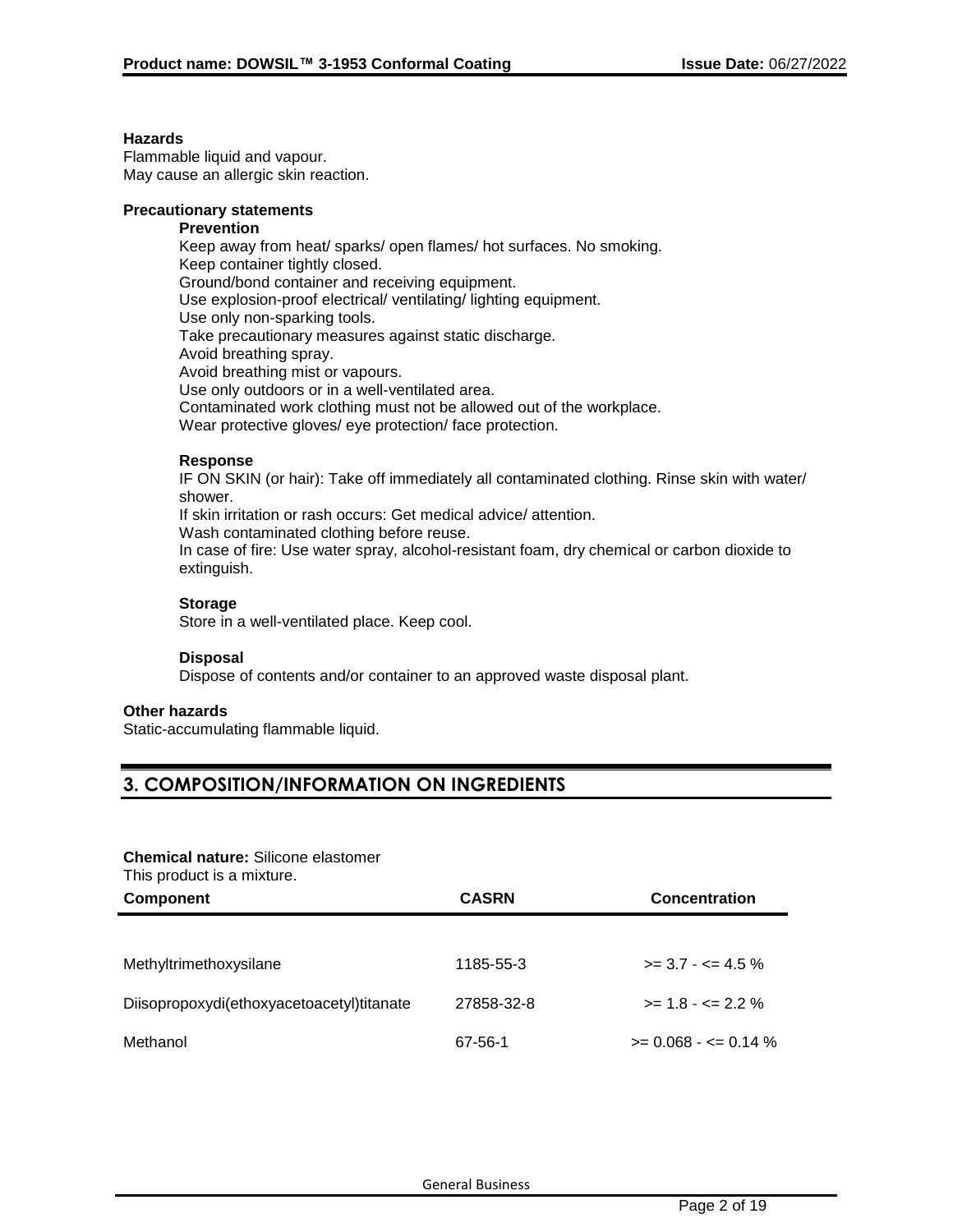**Hazards**
Flammable liquid and vapour.
May cause an allergic skin reaction.

**Precautionary statements**

**Prevention**
Keep away from heat/ sparks/ open flames/ hot surfaces. No smoking.
Keep container tightly closed.
Ground/bond container and receiving equipment.
Use explosion-proof electrical/ ventilating/ lighting equipment.
Use only non-sparking tools.
Take precautionary measures against static discharge.
Avoid breathing spray.
Avoid breathing mist or vapours.
Use only outdoors or in a well-ventilated area.
Contaminated work clothing must not be allowed out of the workplace.
Wear protective gloves/ eye protection/ face protection.

**Response**
IF ON SKIN (or hair): Take off immediately all contaminated clothing. Rinse skin with water/ shower.
If skin irritation or rash occurs: Get medical advice/ attention.
Wash contaminated clothing before reuse.
In case of fire: Use water spray, alcohol-resistant foam, dry chemical or carbon dioxide to extinguish.

**Storage**
Store in a well-ventilated place. Keep cool.

**Disposal**
Dispose of contents and/or container to an approved waste disposal plant.

**Other hazards**
Static-accumulating flammable liquid.

## 3. COMPOSITION/INFORMATION ON INGREDIENTS

**Chemical nature:** Silicone elastomer
This product is a mixture.

| Component | CASRN | Concentration |
|---|---|---|
| Methyltrimethoxysilane | 1185-55-3 | >= 3.7 - <= 4.5 % |
| Diisopropoxydi(ethoxyacetoacetyl)titanate | 27858-32-8 | >= 1.8 - <= 2.2 % |
| Methanol | 67-56-1 | >= 0.068 - <= 0.14 % |

General Business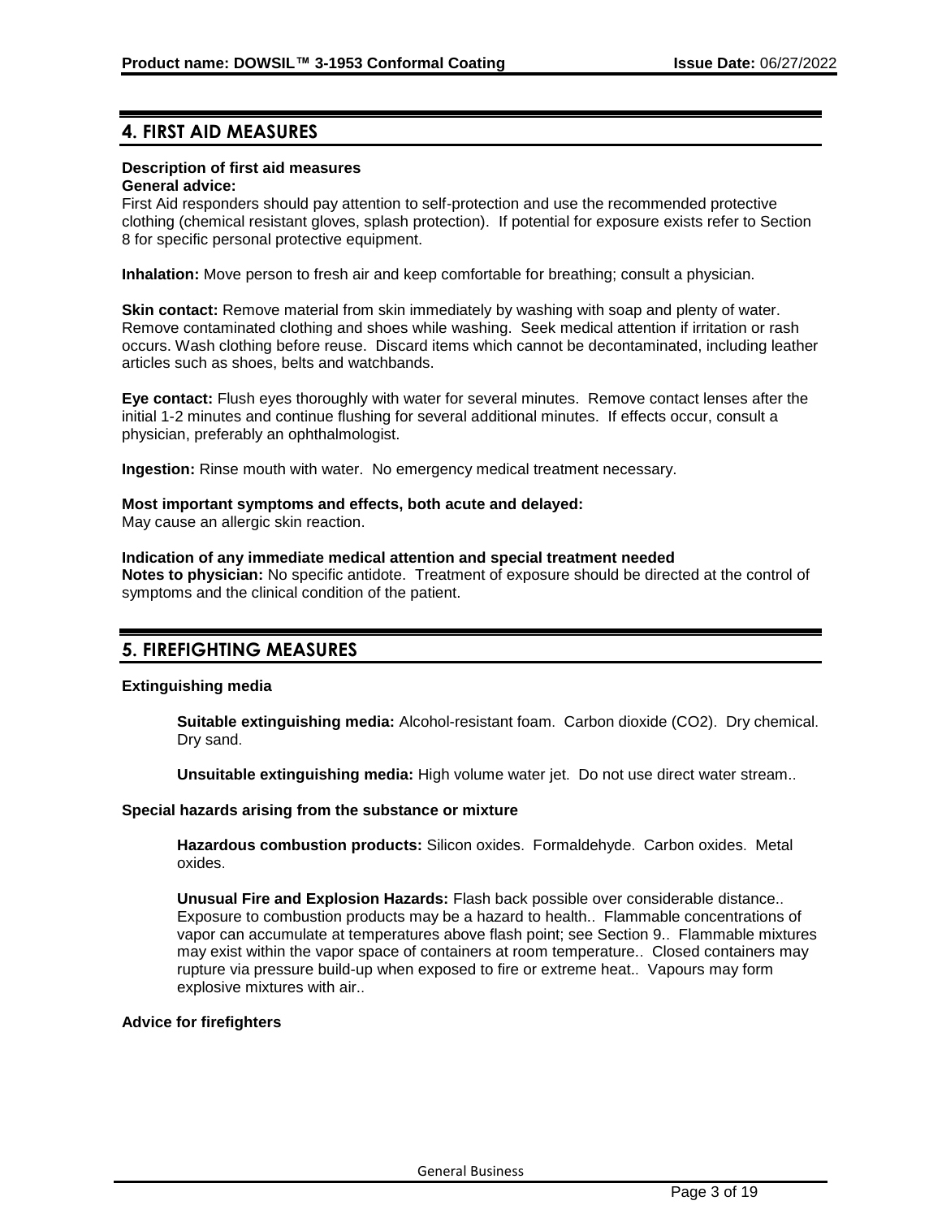## 4. FIRST AID MEASURES

**Description of first aid measures**
**General advice:**
First Aid responders should pay attention to self-protection and use the recommended protective clothing (chemical resistant gloves, splash protection). If potential for exposure exists refer to Section 8 for specific personal protective equipment.

**Inhalation:** Move person to fresh air and keep comfortable for breathing; consult a physician.

**Skin contact:** Remove material from skin immediately by washing with soap and plenty of water. Remove contaminated clothing and shoes while washing. Seek medical attention if irritation or rash occurs. Wash clothing before reuse. Discard items which cannot be decontaminated, including leather articles such as shoes, belts and watchbands.

**Eye contact:** Flush eyes thoroughly with water for several minutes. Remove contact lenses after the initial 1-2 minutes and continue flushing for several additional minutes. If effects occur, consult a physician, preferably an ophthalmologist.

**Ingestion:** Rinse mouth with water. No emergency medical treatment necessary.

**Most important symptoms and effects, both acute and delayed:**
May cause an allergic skin reaction.

**Indication of any immediate medical attention and special treatment needed**
**Notes to physician:** No specific antidote. Treatment of exposure should be directed at the control of symptoms and the clinical condition of the patient.

## 5. FIREFIGHTING MEASURES

**Extinguishing media**

**Suitable extinguishing media:** Alcohol-resistant foam. Carbon dioxide ($CO_2$). Dry chemical. Dry sand.

**Unsuitable extinguishing media:** High volume water jet. Do not use direct water stream..

**Special hazards arising from the substance or mixture**

**Hazardous combustion products:** Silicon oxides. Formaldehyde. Carbon oxides. Metal oxides.

**Unusual Fire and Explosion Hazards:** Flash back possible over considerable distance.. Exposure to combustion products may be a hazard to health.. Flammable concentrations of vapor can accumulate at temperatures above flash point; see Section 9.. Flammable mixtures may exist within the vapor space of containers at room temperature.. Closed containers may rupture via pressure build-up when exposed to fire or extreme heat.. Vapours may form explosive mixtures with air..

**Advice for firefighters**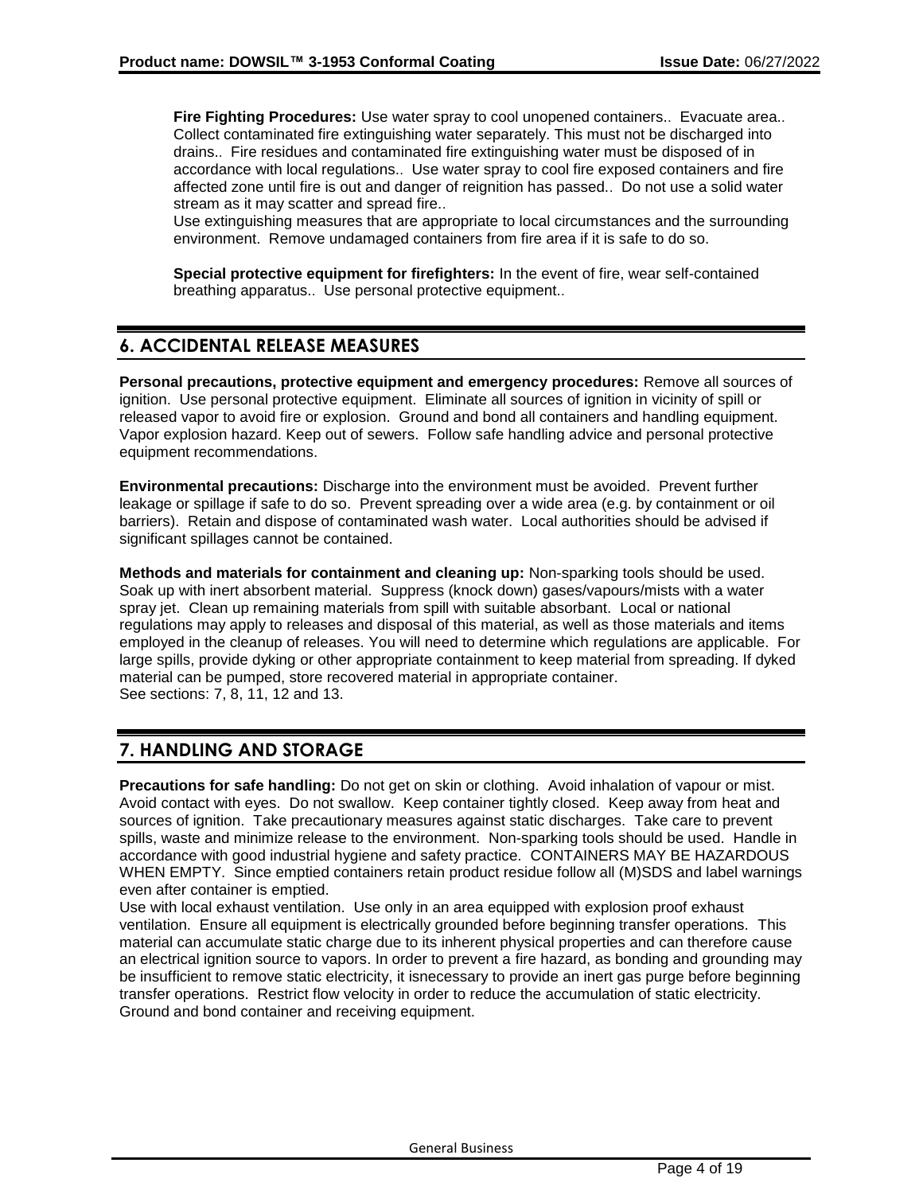**Fire Fighting Procedures:** Use water spray to cool unopened containers.. Evacuate area.. Collect contaminated fire extinguishing water separately. This must not be discharged into drains.. Fire residues and contaminated fire extinguishing water must be disposed of in accordance with local regulations.. Use water spray to cool fire exposed containers and fire affected zone until fire is out and danger of reignition has passed.. Do not use a solid water stream as it may scatter and spread fire..
Use extinguishing measures that are appropriate to local circumstances and the surrounding environment. Remove undamaged containers from fire area if it is safe to do so.

**Special protective equipment for firefighters:** In the event of fire, wear self-contained breathing apparatus.. Use personal protective equipment..

## 6. ACCIDENTAL RELEASE MEASURES

**Personal precautions, protective equipment and emergency procedures:** Remove all sources of ignition. Use personal protective equipment. Eliminate all sources of ignition in vicinity of spill or released vapor to avoid fire or explosion. Ground and bond all containers and handling equipment. Vapor explosion hazard. Keep out of sewers. Follow safe handling advice and personal protective equipment recommendations.

**Environmental precautions:** Discharge into the environment must be avoided. Prevent further leakage or spillage if safe to do so. Prevent spreading over a wide area (e.g. by containment or oil barriers). Retain and dispose of contaminated wash water. Local authorities should be advised if significant spillages cannot be contained.

**Methods and materials for containment and cleaning up:** Non-sparking tools should be used. Soak up with inert absorbent material. Suppress (knock down) gases/vapours/mists with a water spray jet. Clean up remaining materials from spill with suitable absorbant. Local or national regulations may apply to releases and disposal of this material, as well as those materials and items employed in the cleanup of releases. You will need to determine which regulations are applicable. For large spills, provide dyking or other appropriate containment to keep material from spreading. If dyked material can be pumped, store recovered material in appropriate container.
See sections: 7, 8, 11, 12 and 13.

## 7. HANDLING AND STORAGE

**Precautions for safe handling:** Do not get on skin or clothing. Avoid inhalation of vapour or mist. Avoid contact with eyes. Do not swallow. Keep container tightly closed. Keep away from heat and sources of ignition. Take precautionary measures against static discharges. Take care to prevent spills, waste and minimize release to the environment. Non-sparking tools should be used. Handle in accordance with good industrial hygiene and safety practice. CONTAINERS MAY BE HAZARDOUS WHEN EMPTY. Since emptied containers retain product residue follow all (M)SDS and label warnings even after container is emptied.
Use with local exhaust ventilation. Use only in an area equipped with explosion proof exhaust ventilation. Ensure all equipment is electrically grounded before beginning transfer operations. This material can accumulate static charge due to its inherent physical properties and can therefore cause an electrical ignition source to vapors. In order to prevent a fire hazard, as bonding and grounding may be insufficient to remove static electricity, it isnecessary to provide an inert gas purge before beginning transfer operations. Restrict flow velocity in order to reduce the accumulation of static electricity. Ground and bond container and receiving equipment.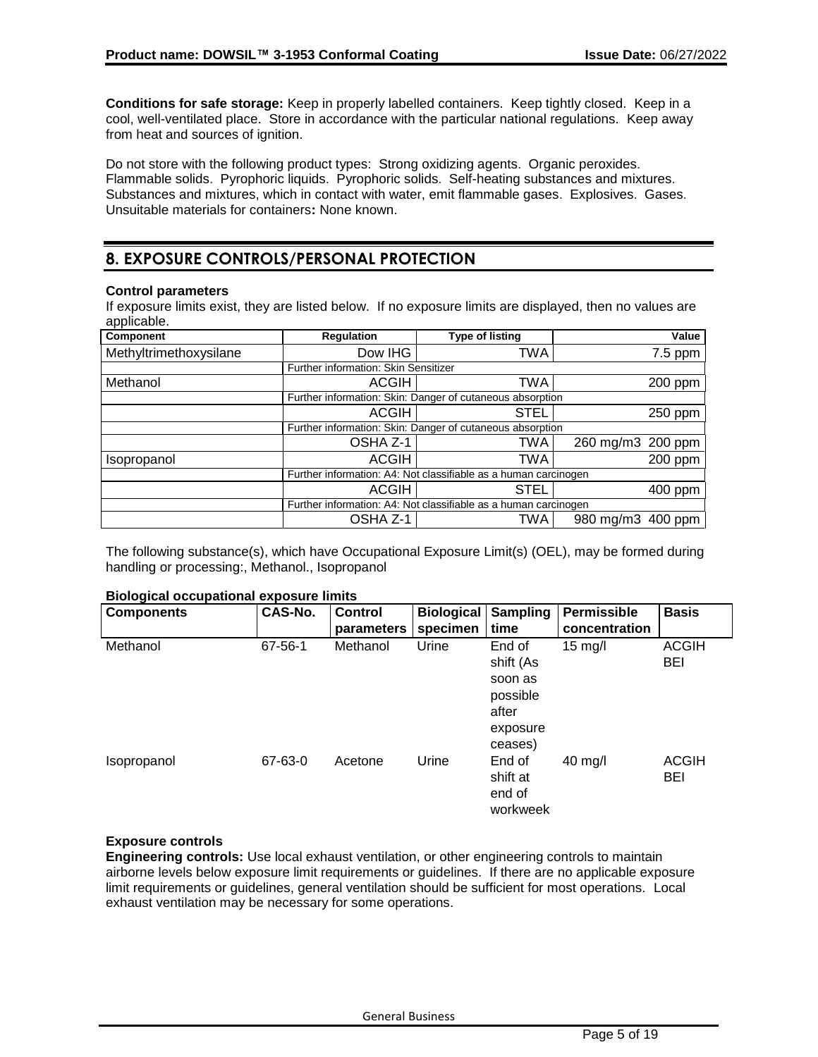**Conditions for safe storage:** Keep in properly labelled containers. Keep tightly closed. Keep in a cool, well-ventilated place. Store in accordance with the particular national regulations. Keep away from heat and sources of ignition.

Do not store with the following product types: Strong oxidizing agents. Organic peroxides. Flammable solids. Pyrophoric liquids. Pyrophoric solids. Self-heating substances and mixtures. Substances and mixtures, which in contact with water, emit flammable gases. Explosives. Gases.
Unsuitable materials for containers**:** None known.

## 8. EXPOSURE CONTROLS/PERSONAL PROTECTION

**Control parameters**
If exposure limits exist, they are listed below. If no exposure limits are displayed, then no values are applicable.

| Component | Regulation | Type of listing | Value |
|---|---|---|---|
| Methyltrimethoxysilane | Dow IHG | TWA | 7.5 ppm |
| | Further information: Skin Sensitizer | | |
| Methanol | ACGIH | TWA | 200 ppm |
| | Further information: Skin: Danger of cutaneous absorption | | |
| | ACGIH | STEL | 250 ppm |
| | Further information: Skin: Danger of cutaneous absorption | | |
| | OSHA Z-1 | TWA | 260 mg/m3 200 ppm |
| Isopropanol | ACGIH | TWA | 200 ppm |
| | Further information: A4: Not classifiable as a human carcinogen | | |
| | ACGIH | STEL | 400 ppm |
| | Further information: A4: Not classifiable as a human carcinogen | | |
| | OSHA Z-1 | TWA | 980 mg/m3 400 ppm |

The following substance(s), which have Occupational Exposure Limit(s) (OEL), may be formed during handling or processing:, Methanol., Isopropanol

**Biological occupational exposure limits**

| Components | CAS-No. | Control parameters | Biological specimen | Sampling time | Permissible concentration | Basis |
|---|---|---|---|---|---|---|
| Methanol | 67-56-1 | Methanol | Urine | End of shift (As soon as possible after exposure ceases) | 15 mg/l | ACGIH BEI |
| Isopropanol | 67-63-0 | Acetone | Urine | End of shift at end of workweek | 40 mg/l | ACGIH BEI |

**Exposure controls**
**Engineering controls:** Use local exhaust ventilation, or other engineering controls to maintain airborne levels below exposure limit requirements or guidelines. If there are no applicable exposure limit requirements or guidelines, general ventilation should be sufficient for most operations. Local exhaust ventilation may be necessary for some operations.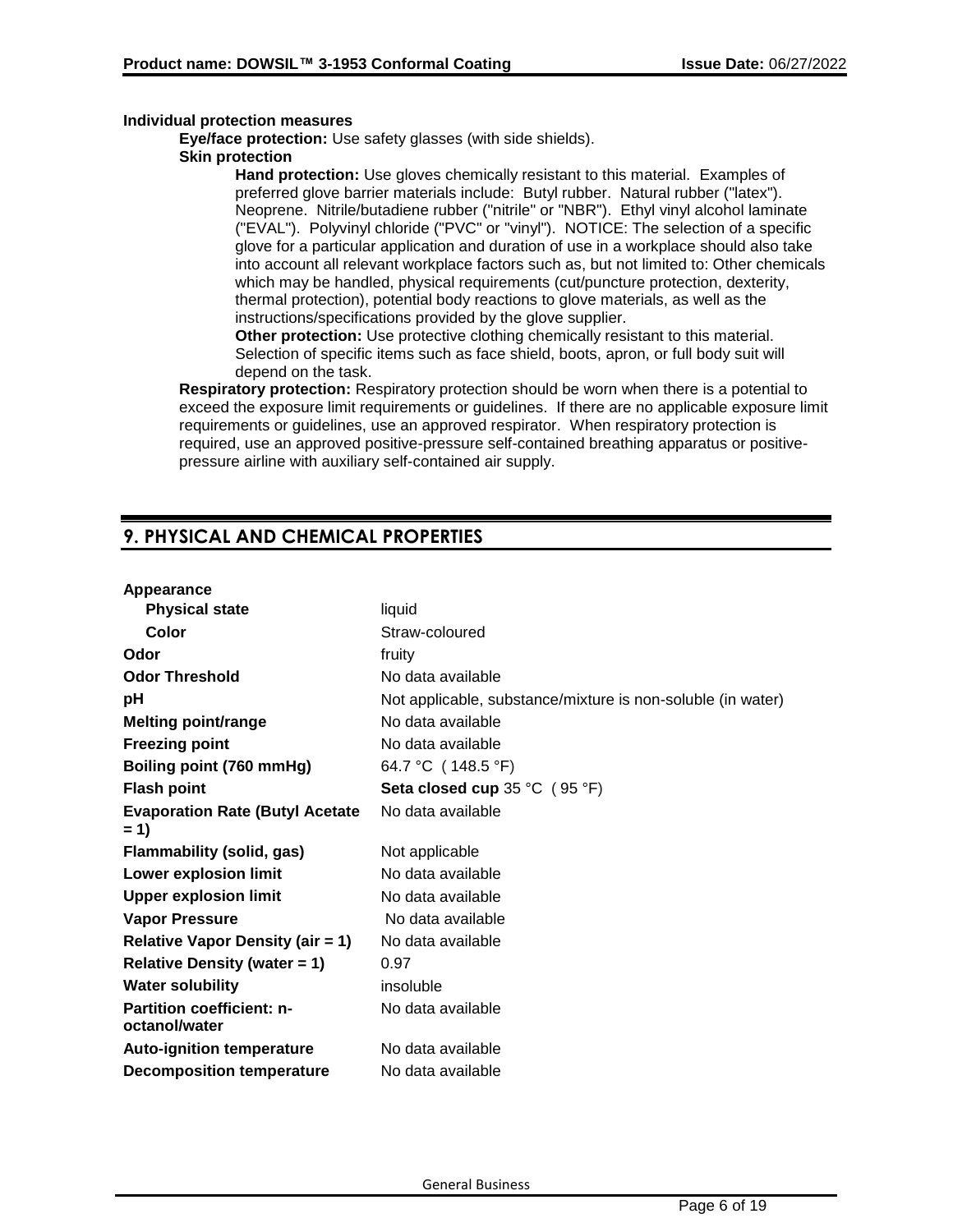**Individual protection measures**

**Eye/face protection:** Use safety glasses (with side shields).

**Skin protection**

**Hand protection:** Use gloves chemically resistant to this material. Examples of preferred glove barrier materials include: Butyl rubber. Natural rubber ("latex"). Neoprene. Nitrile/butadiene rubber ("nitrile" or "NBR"). Ethyl vinyl alcohol laminate ("EVAL"). Polyvinyl chloride ("PVC" or "vinyl"). NOTICE: The selection of a specific glove for a particular application and duration of use in a workplace should also take into account all relevant workplace factors such as, but not limited to: Other chemicals which may be handled, physical requirements (cut/puncture protection, dexterity, thermal protection), potential body reactions to glove materials, as well as the instructions/specifications provided by the glove supplier.

**Other protection:** Use protective clothing chemically resistant to this material. Selection of specific items such as face shield, boots, apron, or full body suit will depend on the task.

**Respiratory protection:** Respiratory protection should be worn when there is a potential to exceed the exposure limit requirements or guidelines. If there are no applicable exposure limit requirements or guidelines, use an approved respirator. When respiratory protection is required, use an approved positive-pressure self-contained breathing apparatus or positive-pressure airline with auxiliary self-contained air supply.

## 9. PHYSICAL AND CHEMICAL PROPERTIES

| | |
|---|---|
| **Appearance** | |
| **Physical state** | liquid |
| **Color** | Straw-coloured |
| **Odor** | fruity |
| **Odor Threshold** | No data available |
| **pH** | Not applicable, substance/mixture is non-soluble (in water) |
| **Melting point/range** | No data available |
| **Freezing point** | No data available |
| **Boiling point (760 mmHg)** | 64.7 °C ( 148.5 °F) |
| **Flash point** | **Seta closed cup** 35 °C ( 95 °F) |
| **Evaporation Rate (Butyl Acetate = 1)** | No data available |
| **Flammability (solid, gas)** | Not applicable |
| **Lower explosion limit** | No data available |
| **Upper explosion limit** | No data available |
| **Vapor Pressure** | No data available |
| **Relative Vapor Density (air = 1)** | No data available |
| **Relative Density (water = 1)** | 0.97 |
| **Water solubility** | insoluble |
| **Partition coefficient: n-octanol/water** | No data available |
| **Auto-ignition temperature** | No data available |
| **Decomposition temperature** | No data available |

General Business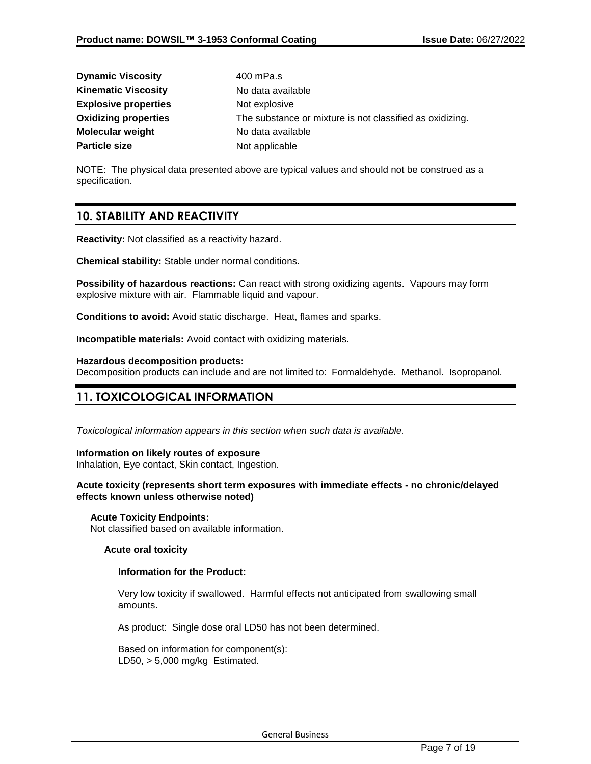| | |
|---|---|
| **Dynamic Viscosity** | 400 mPa.s |
| **Kinematic Viscosity** | No data available |
| **Explosive properties** | Not explosive |
| **Oxidizing properties** | The substance or mixture is not classified as oxidizing. |
| **Molecular weight** | No data available |
| **Particle size** | Not applicable |

NOTE: The physical data presented above are typical values and should not be construed as a specification.

## 10. STABILITY AND REACTIVITY

**Reactivity:** Not classified as a reactivity hazard.

**Chemical stability:** Stable under normal conditions.

**Possibility of hazardous reactions:** Can react with strong oxidizing agents. Vapours may form explosive mixture with air. Flammable liquid and vapour.

**Conditions to avoid:** Avoid static discharge. Heat, flames and sparks.

**Incompatible materials:** Avoid contact with oxidizing materials.

**Hazardous decomposition products:**
Decomposition products can include and are not limited to: Formaldehyde. Methanol. Isopropanol.

## 11. TOXICOLOGICAL INFORMATION

*Toxicological information appears in this section when such data is available.*

**Information on likely routes of exposure**
Inhalation, Eye contact, Skin contact, Ingestion.

**Acute toxicity (represents short term exposures with immediate effects - no chronic/delayed effects known unless otherwise noted)**

**Acute Toxicity Endpoints:**
Not classified based on available information.

**Acute oral toxicity**

**Information for the Product:**

Very low toxicity if swallowed. Harmful effects not anticipated from swallowing small amounts.

As product: Single dose oral LD50 has not been determined.

Based on information for component(s):
LD50, > 5,000 mg/kg Estimated.

General Business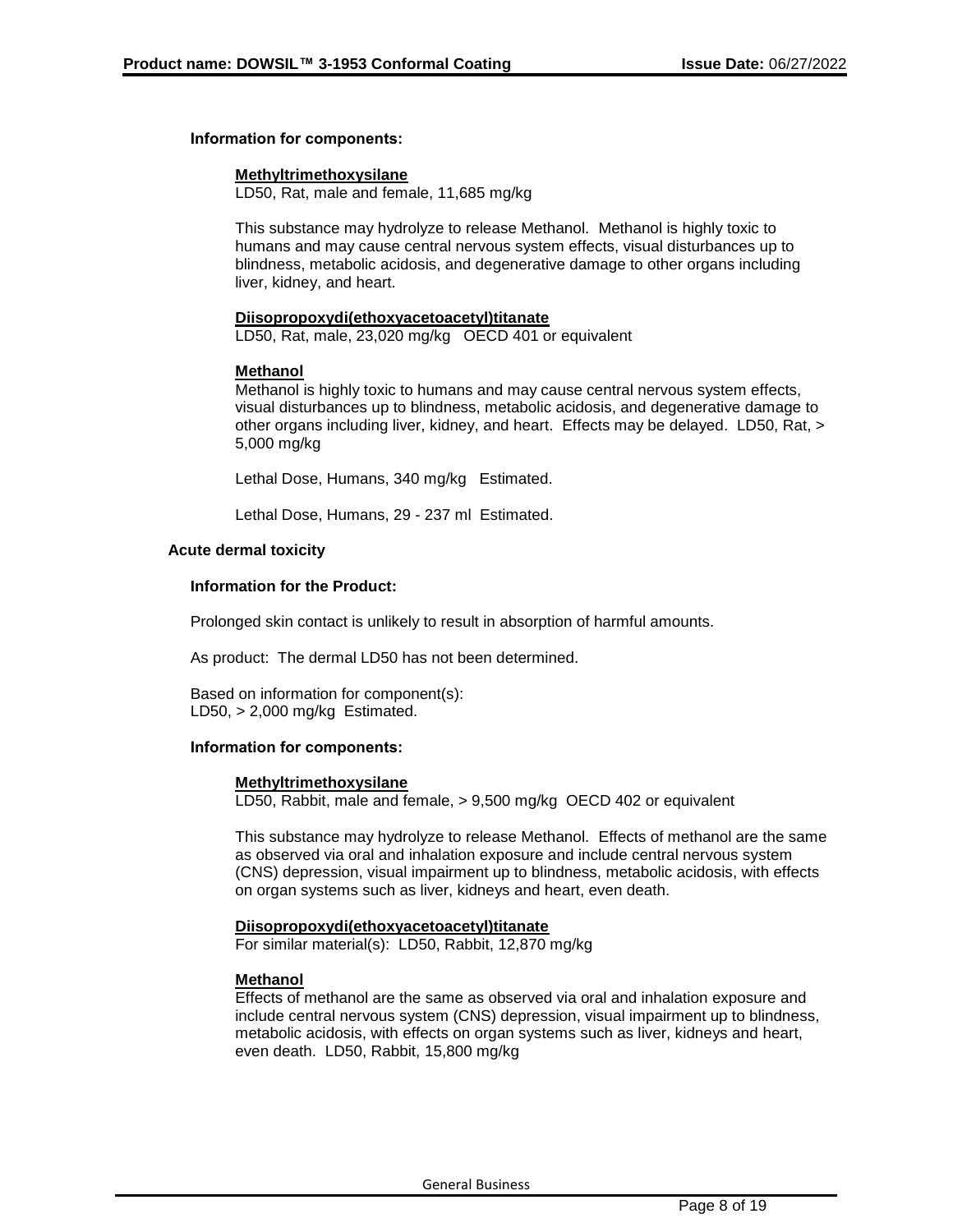**Information for components:**

**Methyltrimethoxysilane**

LD50, Rat, male and female, 11,685 mg/kg

This substance may hydrolyze to release Methanol. Methanol is highly toxic to humans and may cause central nervous system effects, visual disturbances up to blindness, metabolic acidosis, and degenerative damage to other organs including liver, kidney, and heart.

**Diisopropoxydi(ethoxyacetoacetyl)titanate**

LD50, Rat, male, 23,020 mg/kg OECD 401 or equivalent

**Methanol**

Methanol is highly toxic to humans and may cause central nervous system effects, visual disturbances up to blindness, metabolic acidosis, and degenerative damage to other organs including liver, kidney, and heart. Effects may be delayed. LD50, Rat, > 5,000 mg/kg

Lethal Dose, Humans, 340 mg/kg Estimated.

Lethal Dose, Humans, 29 - 237 ml Estimated.

**Acute dermal toxicity**

**Information for the Product:**

Prolonged skin contact is unlikely to result in absorption of harmful amounts.

As product: The dermal LD50 has not been determined.

Based on information for component(s):
LD50, > 2,000 mg/kg Estimated.

**Information for components:**

**Methyltrimethoxysilane**

LD50, Rabbit, male and female, > 9,500 mg/kg OECD 402 or equivalent

This substance may hydrolyze to release Methanol. Effects of methanol are the same as observed via oral and inhalation exposure and include central nervous system (CNS) depression, visual impairment up to blindness, metabolic acidosis, with effects on organ systems such as liver, kidneys and heart, even death.

**Diisopropoxydi(ethoxyacetoacetyl)titanate**

For similar material(s): LD50, Rabbit, 12,870 mg/kg

**Methanol**

Effects of methanol are the same as observed via oral and inhalation exposure and include central nervous system (CNS) depression, visual impairment up to blindness, metabolic acidosis, with effects on organ systems such as liver, kidneys and heart, even death. LD50, Rabbit, 15,800 mg/kg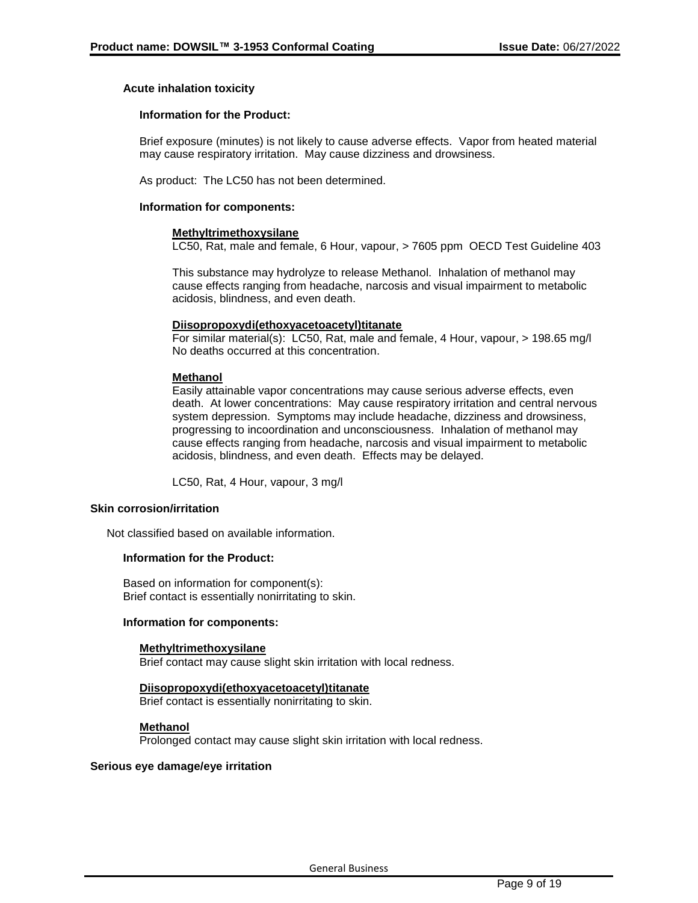**Acute inhalation toxicity**

**Information for the Product:**

Brief exposure (minutes) is not likely to cause adverse effects. Vapor from heated material may cause respiratory irritation. May cause dizziness and drowsiness.

As product: The LC50 has not been determined.

**Information for components:**

**Methyltrimethoxysilane**
LC50, Rat, male and female, 6 Hour, vapour, > 7605 ppm OECD Test Guideline 403

This substance may hydrolyze to release Methanol. Inhalation of methanol may cause effects ranging from headache, narcosis and visual impairment to metabolic acidosis, blindness, and even death.

**Diisopropoxydi(ethoxyacetoacetyl)titanate**
For similar material(s): LC50, Rat, male and female, 4 Hour, vapour, > 198.65 mg/l
No deaths occurred at this concentration.

**Methanol**
Easily attainable vapor concentrations may cause serious adverse effects, even death. At lower concentrations: May cause respiratory irritation and central nervous system depression. Symptoms may include headache, dizziness and drowsiness, progressing to incoordination and unconsciousness. Inhalation of methanol may cause effects ranging from headache, narcosis and visual impairment to metabolic acidosis, blindness, and even death. Effects may be delayed.

LC50, Rat, 4 Hour, vapour, 3 mg/l

**Skin corrosion/irritation**

Not classified based on available information.

**Information for the Product:**

Based on information for component(s):
Brief contact is essentially nonirritating to skin.

**Information for components:**

**Methyltrimethoxysilane**
Brief contact may cause slight skin irritation with local redness.

**Diisopropoxydi(ethoxyacetoacetyl)titanate**
Brief contact is essentially nonirritating to skin.

**Methanol**
Prolonged contact may cause slight skin irritation with local redness.

**Serious eye damage/eye irritation**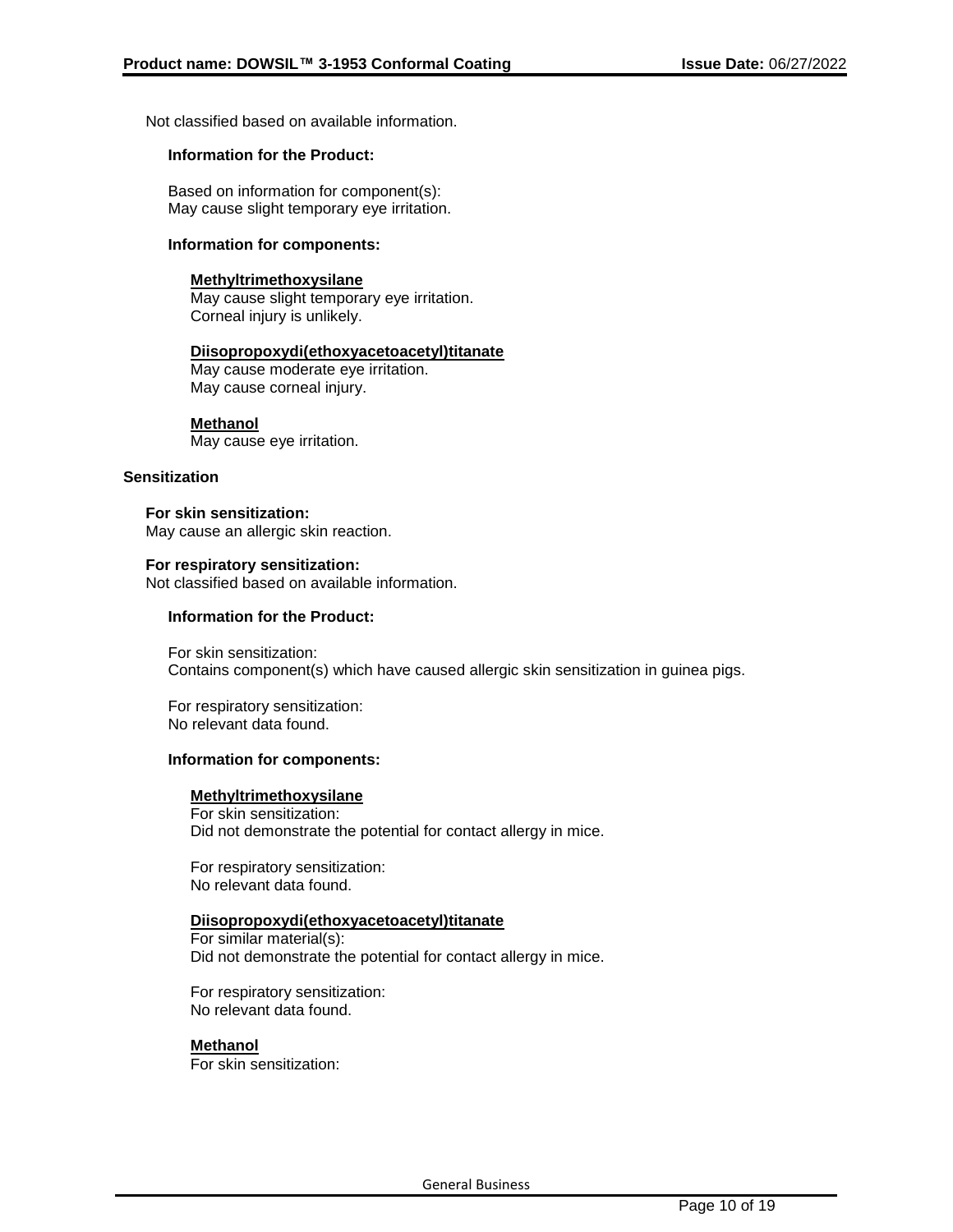Not classified based on available information.

**Information for the Product:**

Based on information for component(s):
May cause slight temporary eye irritation.

**Information for components:**

**Methyltrimethoxysilane**
May cause slight temporary eye irritation.
Corneal injury is unlikely.

**Diisopropoxydi(ethoxyacetoacetyl)titanate**
May cause moderate eye irritation.
May cause corneal injury.

**Methanol**
May cause eye irritation.

**Sensitization**

**For skin sensitization:**
May cause an allergic skin reaction.

**For respiratory sensitization:**
Not classified based on available information.

**Information for the Product:**

For skin sensitization:
Contains component(s) which have caused allergic skin sensitization in guinea pigs.

For respiratory sensitization:
No relevant data found.

**Information for components:**

**Methyltrimethoxysilane**
For skin sensitization:
Did not demonstrate the potential for contact allergy in mice.

For respiratory sensitization:
No relevant data found.

**Diisopropoxydi(ethoxyacetoacetyl)titanate**
For similar material(s):
Did not demonstrate the potential for contact allergy in mice.

For respiratory sensitization:
No relevant data found.

**Methanol**
For skin sensitization: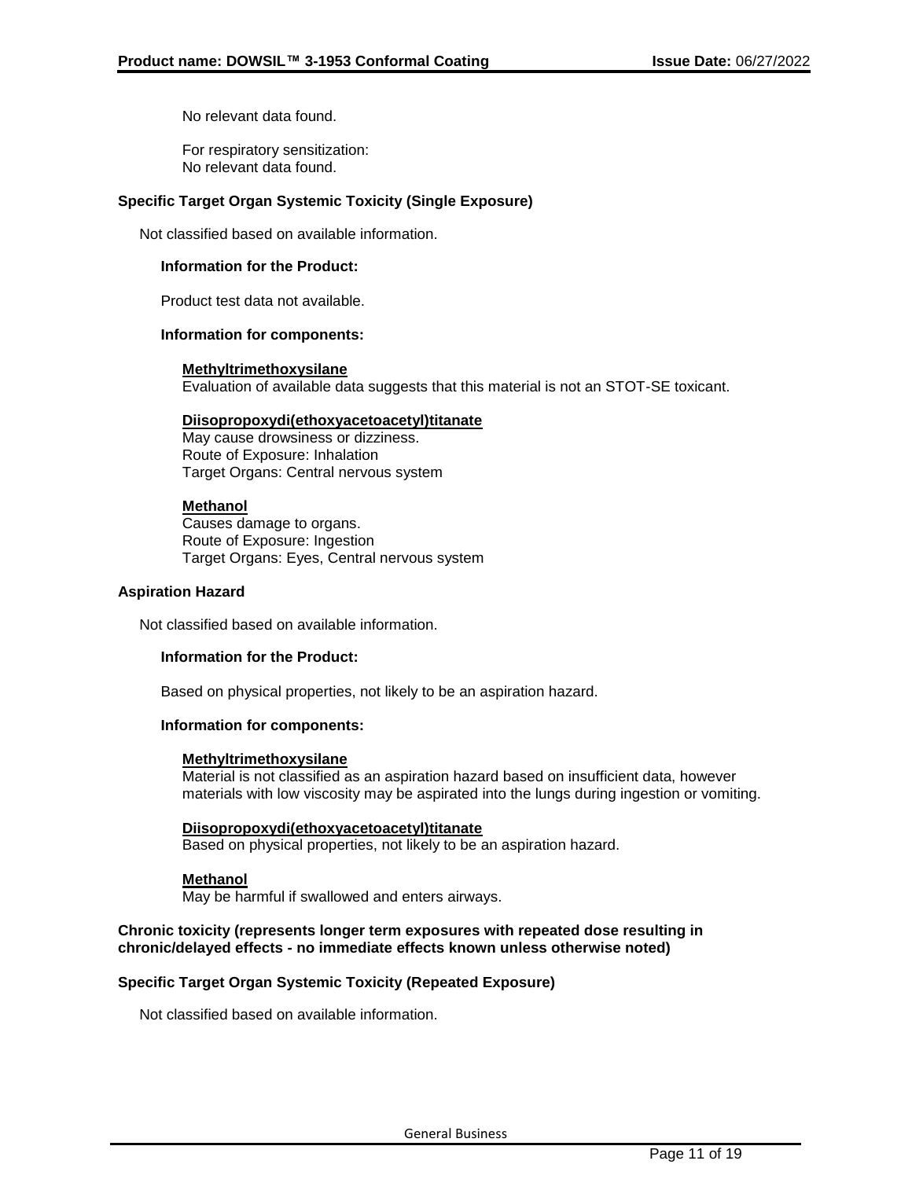No relevant data found.

For respiratory sensitization:
No relevant data found.

**Specific Target Organ Systemic Toxicity (Single Exposure)**

Not classified based on available information.

**Information for the Product:**

Product test data not available.

**Information for components:**

**Methyltrimethoxysilane**
Evaluation of available data suggests that this material is not an STOT-SE toxicant.

**Diisopropoxydi(ethoxyacetoacetyl)titanate**
May cause drowsiness or dizziness.
Route of Exposure: Inhalation
Target Organs: Central nervous system

**Methanol**
Causes damage to organs.
Route of Exposure: Ingestion
Target Organs: Eyes, Central nervous system

**Aspiration Hazard**

Not classified based on available information.

**Information for the Product:**

Based on physical properties, not likely to be an aspiration hazard.

**Information for components:**

**Methyltrimethoxysilane**
Material is not classified as an aspiration hazard based on insufficient data, however materials with low viscosity may be aspirated into the lungs during ingestion or vomiting.

**Diisopropoxydi(ethoxyacetoacetyl)titanate**
Based on physical properties, not likely to be an aspiration hazard.

**Methanol**
May be harmful if swallowed and enters airways.

**Chronic toxicity (represents longer term exposures with repeated dose resulting in chronic/delayed effects - no immediate effects known unless otherwise noted)**

**Specific Target Organ Systemic Toxicity (Repeated Exposure)**

Not classified based on available information.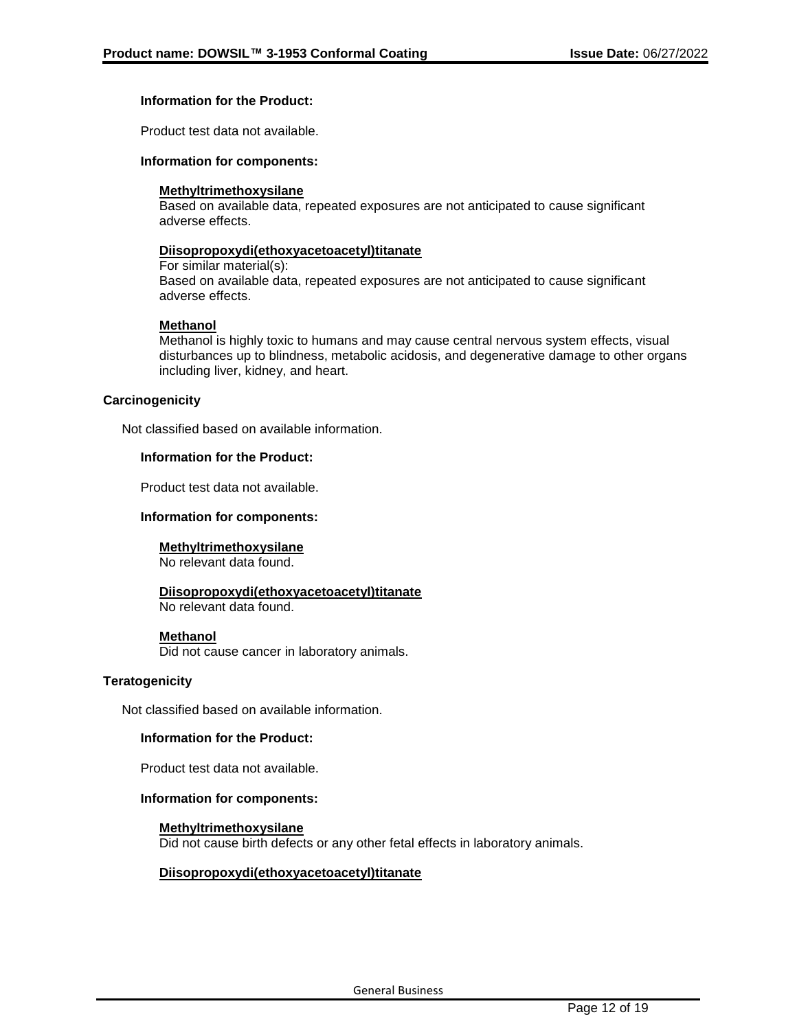**Information for the Product:**

Product test data not available.

**Information for components:**

**Methyltrimethoxysilane**

Based on available data, repeated exposures are not anticipated to cause significant adverse effects.

**Diisopropoxydi(ethoxyacetoacetyl)titanate**

For similar material(s):
Based on available data, repeated exposures are not anticipated to cause significant adverse effects.

**Methanol**

Methanol is highly toxic to humans and may cause central nervous system effects, visual disturbances up to blindness, metabolic acidosis, and degenerative damage to other organs including liver, kidney, and heart.

**Carcinogenicity**

Not classified based on available information.

**Information for the Product:**

Product test data not available.

**Information for components:**

**Methyltrimethoxysilane**

No relevant data found.

**Diisopropoxydi(ethoxyacetoacetyl)titanate**

No relevant data found.

**Methanol**

Did not cause cancer in laboratory animals.

**Teratogenicity**

Not classified based on available information.

**Information for the Product:**

Product test data not available.

**Information for components:**

**Methyltrimethoxysilane**

Did not cause birth defects or any other fetal effects in laboratory animals.

**Diisopropoxydi(ethoxyacetoacetyl)titanate**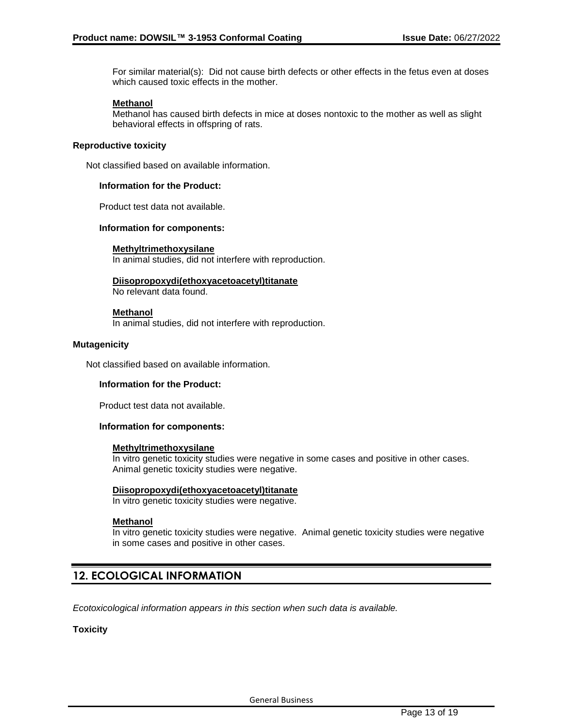For similar material(s): Did not cause birth defects or other effects in the fetus even at doses which caused toxic effects in the mother.

**Methanol**
Methanol has caused birth defects in mice at doses nontoxic to the mother as well as slight behavioral effects in offspring of rats.

**Reproductive toxicity**

Not classified based on available information.

**Information for the Product:**

Product test data not available.

**Information for components:**

**Methyltrimethoxysilane**
In animal studies, did not interfere with reproduction.

**Diisopropoxydi(ethoxyacetoacetyl)titanate**
No relevant data found.

**Methanol**
In animal studies, did not interfere with reproduction.

**Mutagenicity**

Not classified based on available information.

**Information for the Product:**

Product test data not available.

**Information for components:**

**Methyltrimethoxysilane**
In vitro genetic toxicity studies were negative in some cases and positive in other cases. Animal genetic toxicity studies were negative.

**Diisopropoxydi(ethoxyacetoacetyl)titanate**
In vitro genetic toxicity studies were negative.

**Methanol**
In vitro genetic toxicity studies were negative. Animal genetic toxicity studies were negative in some cases and positive in other cases.

## 12. ECOLOGICAL INFORMATION

*Ecotoxicological information appears in this section when such data is available.*

**Toxicity**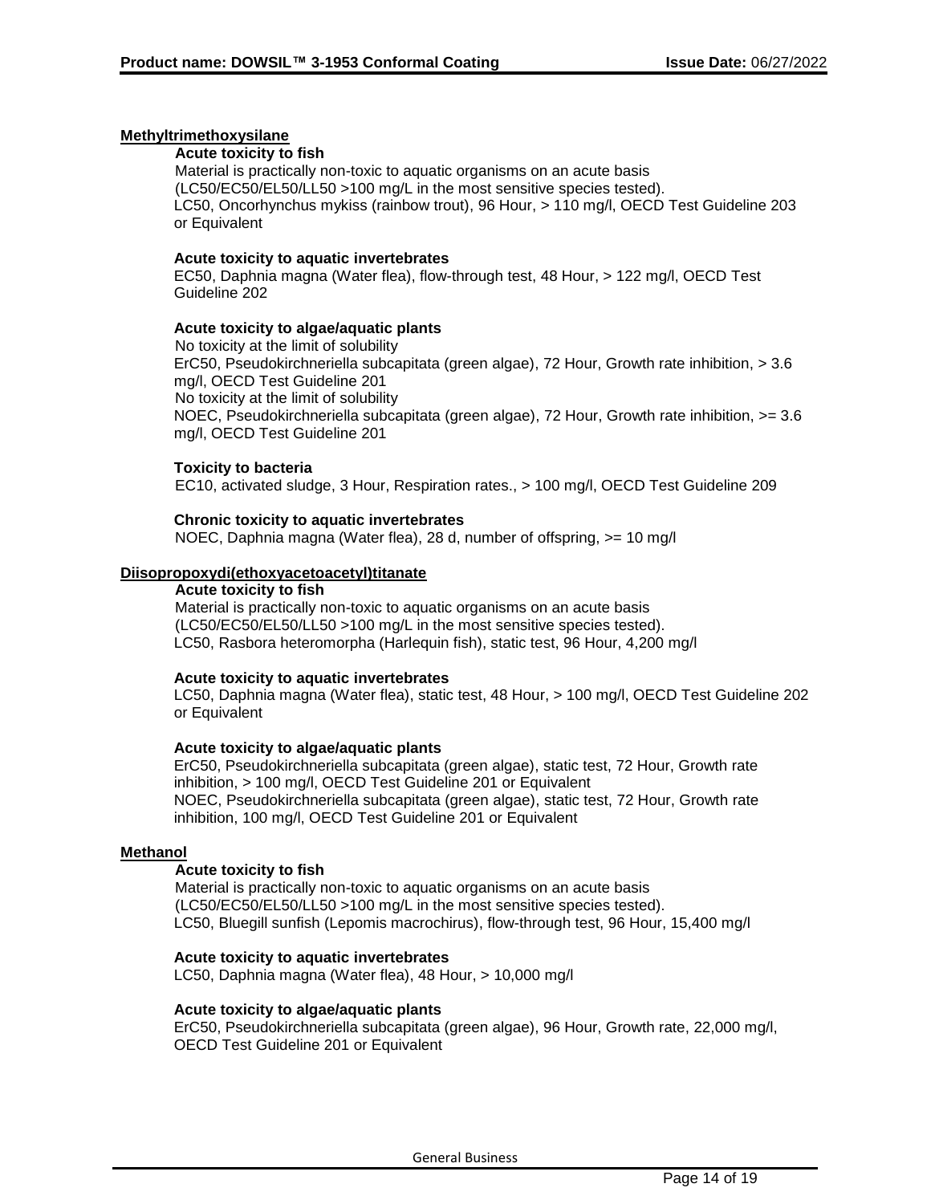**Methyltrimethoxysilane**

**Acute toxicity to fish**

Material is practically non-toxic to aquatic organisms on an acute basis (LC50/EC50/EL50/LL50 >100 mg/L in the most sensitive species tested).
LC50, Oncorhynchus mykiss (rainbow trout), 96 Hour, > 110 mg/l, OECD Test Guideline 203 or Equivalent

**Acute toxicity to aquatic invertebrates**

EC50, Daphnia magna (Water flea), flow-through test, 48 Hour, > 122 mg/l, OECD Test Guideline 202

**Acute toxicity to algae/aquatic plants**

No toxicity at the limit of solubility
ErC50, Pseudokirchneriella subcapitata (green algae), 72 Hour, Growth rate inhibition, > 3.6 mg/l, OECD Test Guideline 201
No toxicity at the limit of solubility
NOEC, Pseudokirchneriella subcapitata (green algae), 72 Hour, Growth rate inhibition, >= 3.6 mg/l, OECD Test Guideline 201

**Toxicity to bacteria**

EC10, activated sludge, 3 Hour, Respiration rates., > 100 mg/l, OECD Test Guideline 209

**Chronic toxicity to aquatic invertebrates**

NOEC, Daphnia magna (Water flea), 28 d, number of offspring, >= 10 mg/l

**Diisopropoxydi(ethoxyacetoacetyl)titanate**

**Acute toxicity to fish**

Material is practically non-toxic to aquatic organisms on an acute basis (LC50/EC50/EL50/LL50 >100 mg/L in the most sensitive species tested).
LC50, Rasbora heteromorpha (Harlequin fish), static test, 96 Hour, 4,200 mg/l

**Acute toxicity to aquatic invertebrates**

LC50, Daphnia magna (Water flea), static test, 48 Hour, > 100 mg/l, OECD Test Guideline 202 or Equivalent

**Acute toxicity to algae/aquatic plants**

ErC50, Pseudokirchneriella subcapitata (green algae), static test, 72 Hour, Growth rate inhibition, > 100 mg/l, OECD Test Guideline 201 or Equivalent
NOEC, Pseudokirchneriella subcapitata (green algae), static test, 72 Hour, Growth rate inhibition, 100 mg/l, OECD Test Guideline 201 or Equivalent

**Methanol**

**Acute toxicity to fish**

Material is practically non-toxic to aquatic organisms on an acute basis (LC50/EC50/EL50/LL50 >100 mg/L in the most sensitive species tested).
LC50, Bluegill sunfish (Lepomis macrochirus), flow-through test, 96 Hour, 15,400 mg/l

**Acute toxicity to aquatic invertebrates**

LC50, Daphnia magna (Water flea), 48 Hour, > 10,000 mg/l

**Acute toxicity to algae/aquatic plants**

ErC50, Pseudokirchneriella subcapitata (green algae), 96 Hour, Growth rate, 22,000 mg/l, OECD Test Guideline 201 or Equivalent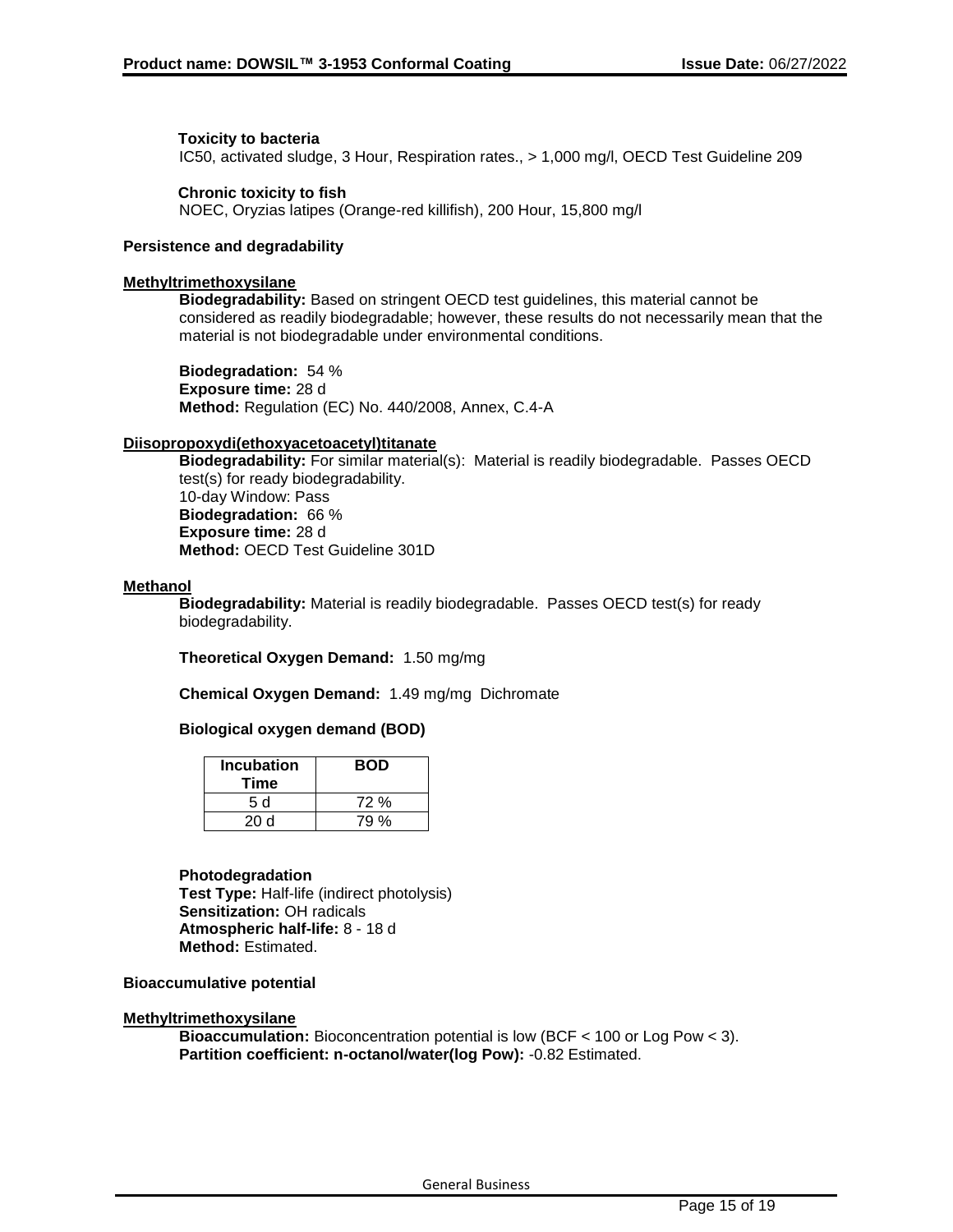**Toxicity to bacteria**
IC50, activated sludge, 3 Hour, Respiration rates., > 1,000 mg/l, OECD Test Guideline 209

**Chronic toxicity to fish**
NOEC, Oryzias latipes (Orange-red killifish), 200 Hour, 15,800 mg/l

**Persistence and degradability**

**Methyltrimethoxysilane**

**Biodegradability:** Based on stringent OECD test guidelines, this material cannot be considered as readily biodegradable; however, these results do not necessarily mean that the material is not biodegradable under environmental conditions.

**Biodegradation:** 54 %
**Exposure time:** 28 d
**Method:** Regulation (EC) No. 440/2008, Annex, C.4-A

**Diisopropoxydi(ethoxyacetoacetyl)titanate**

**Biodegradability:** For similar material(s): Material is readily biodegradable. Passes OECD test(s) for ready biodegradability.
10-day Window: Pass
**Biodegradation:** 66 %
**Exposure time:** 28 d
**Method:** OECD Test Guideline 301D

**Methanol**

**Biodegradability:** Material is readily biodegradable. Passes OECD test(s) for ready biodegradability.

**Theoretical Oxygen Demand:** 1.50 mg/mg

**Chemical Oxygen Demand:** 1.49 mg/mg Dichromate

**Biological oxygen demand (BOD)**

| Incubation Time | BOD |
|---|---|
| 5 d | 72 % |
| 20 d | 79 % |

**Photodegradation**
**Test Type:** Half-life (indirect photolysis)
**Sensitization:** OH radicals
**Atmospheric half-life:** 8 - 18 d
**Method:** Estimated.

**Bioaccumulative potential**

**Methyltrimethoxysilane**

**Bioaccumulation:** Bioconcentration potential is low (BCF < 100 or Log Pow < 3).
**Partition coefficient: n-octanol/water(log Pow):** -0.82 Estimated.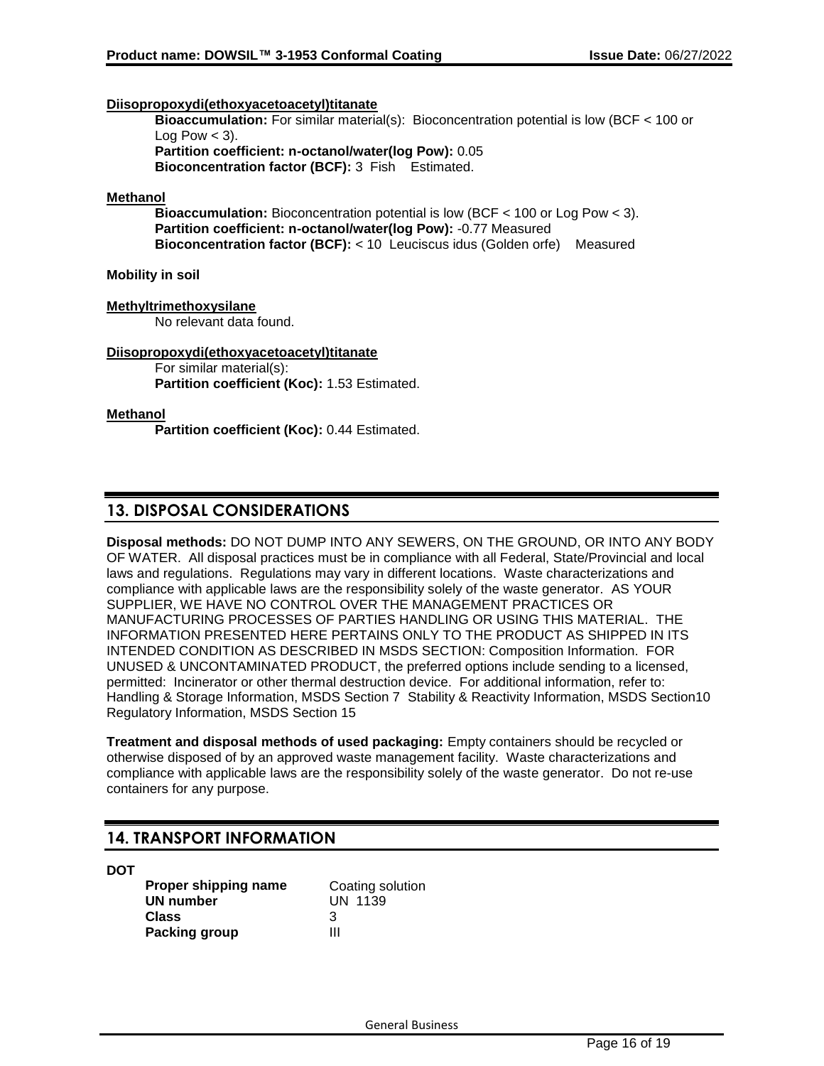**Diisopropoxydi(ethoxyacetoacetyl)titanate**

**Bioaccumulation:** For similar material(s): Bioconcentration potential is low (BCF < 100 or Log Pow < 3).
**Partition coefficient: n-octanol/water(log Pow):** 0.05
**Bioconcentration factor (BCF):** 3 Fish Estimated.

**Methanol**

**Bioaccumulation:** Bioconcentration potential is low (BCF < 100 or Log Pow < 3).
**Partition coefficient: n-octanol/water(log Pow):** -0.77 Measured
**Bioconcentration factor (BCF):** < 10 Leuciscus idus (Golden orfe) Measured

**Mobility in soil**

**Methyltrimethoxysilane**

No relevant data found.

**Diisopropoxydi(ethoxyacetoacetyl)titanate**

For similar material(s):
**Partition coefficient (Koc):** 1.53 Estimated.

**Methanol**

**Partition coefficient (Koc):** 0.44 Estimated.

## 13. DISPOSAL CONSIDERATIONS

**Disposal methods:** DO NOT DUMP INTO ANY SEWERS, ON THE GROUND, OR INTO ANY BODY OF WATER. All disposal practices must be in compliance with all Federal, State/Provincial and local laws and regulations. Regulations may vary in different locations. Waste characterizations and compliance with applicable laws are the responsibility solely of the waste generator. AS YOUR SUPPLIER, WE HAVE NO CONTROL OVER THE MANAGEMENT PRACTICES OR MANUFACTURING PROCESSES OF PARTIES HANDLING OR USING THIS MATERIAL. THE INFORMATION PRESENTED HERE PERTAINS ONLY TO THE PRODUCT AS SHIPPED IN ITS INTENDED CONDITION AS DESCRIBED IN MSDS SECTION: Composition Information. FOR UNUSED & UNCONTAMINATED PRODUCT, the preferred options include sending to a licensed, permitted: Incinerator or other thermal destruction device. For additional information, refer to: Handling & Storage Information, MSDS Section 7 Stability & Reactivity Information, MSDS Section10 Regulatory Information, MSDS Section 15

**Treatment and disposal methods of used packaging:** Empty containers should be recycled or otherwise disposed of by an approved waste management facility. Waste characterizations and compliance with applicable laws are the responsibility solely of the waste generator. Do not re-use containers for any purpose.

## 14. TRANSPORT INFORMATION

**DOT**

| | |
|---|---|
| **Proper shipping name** | Coating solution |
| **UN number** | UN 1139 |
| **Class** | 3 |
| **Packing group** | III |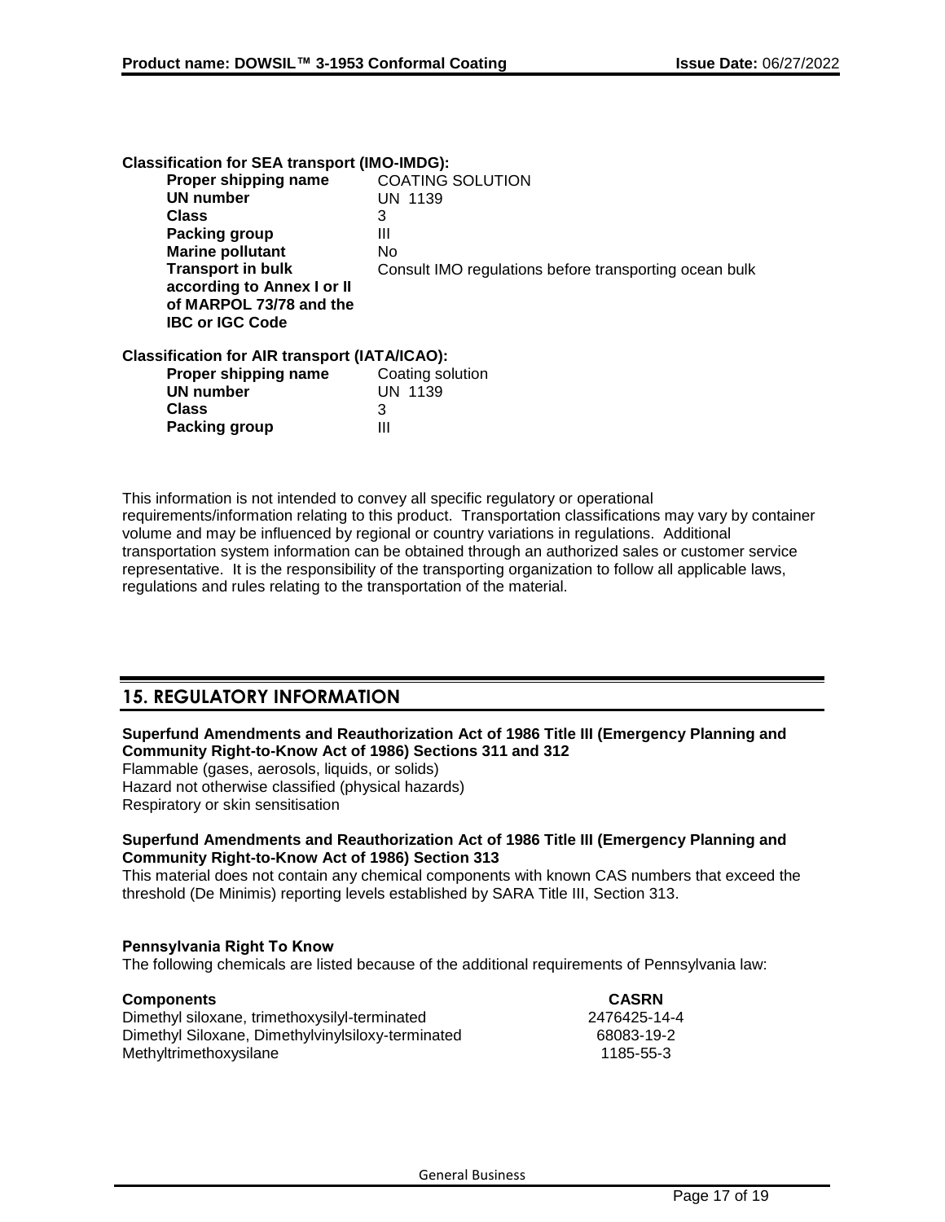**Classification for SEA transport (IMO-IMDG):**

| | |
|---|---|
| **Proper shipping name** | COATING SOLUTION |
| **UN number** | UN 1139 |
| **Class** | 3 |
| **Packing group** | III |
| **Marine pollutant** | No |
| **Transport in bulk according to Annex I or II of MARPOL 73/78 and the IBC or IGC Code** | Consult IMO regulations before transporting ocean bulk |

**Classification for AIR transport (IATA/ICAO):**

| | |
|---|---|
| **Proper shipping name** | Coating solution |
| **UN number** | UN 1139 |
| **Class** | 3 |
| **Packing group** | III |

This information is not intended to convey all specific regulatory or operational requirements/information relating to this product. Transportation classifications may vary by container volume and may be influenced by regional or country variations in regulations. Additional transportation system information can be obtained through an authorized sales or customer service representative. It is the responsibility of the transporting organization to follow all applicable laws, regulations and rules relating to the transportation of the material.

## 15. REGULATORY INFORMATION

**Superfund Amendments and Reauthorization Act of 1986 Title III (Emergency Planning and Community Right-to-Know Act of 1986) Sections 311 and 312**

Flammable (gases, aerosols, liquids, or solids)
Hazard not otherwise classified (physical hazards)
Respiratory or skin sensitisation

**Superfund Amendments and Reauthorization Act of 1986 Title III (Emergency Planning and Community Right-to-Know Act of 1986) Section 313**

This material does not contain any chemical components with known CAS numbers that exceed the threshold (De Minimis) reporting levels established by SARA Title III, Section 313.

**Pennsylvania Right To Know**

The following chemicals are listed because of the additional requirements of Pennsylvania law:

| **Components** | **CASRN** |
|---|---|
| Dimethyl siloxane, trimethoxysilyl-terminated | 2476425-14-4 |
| Dimethyl Siloxane, Dimethylvinylsiloxy-terminated | 68083-19-2 |
| Methyltrimethoxysilane | 1185-55-3 |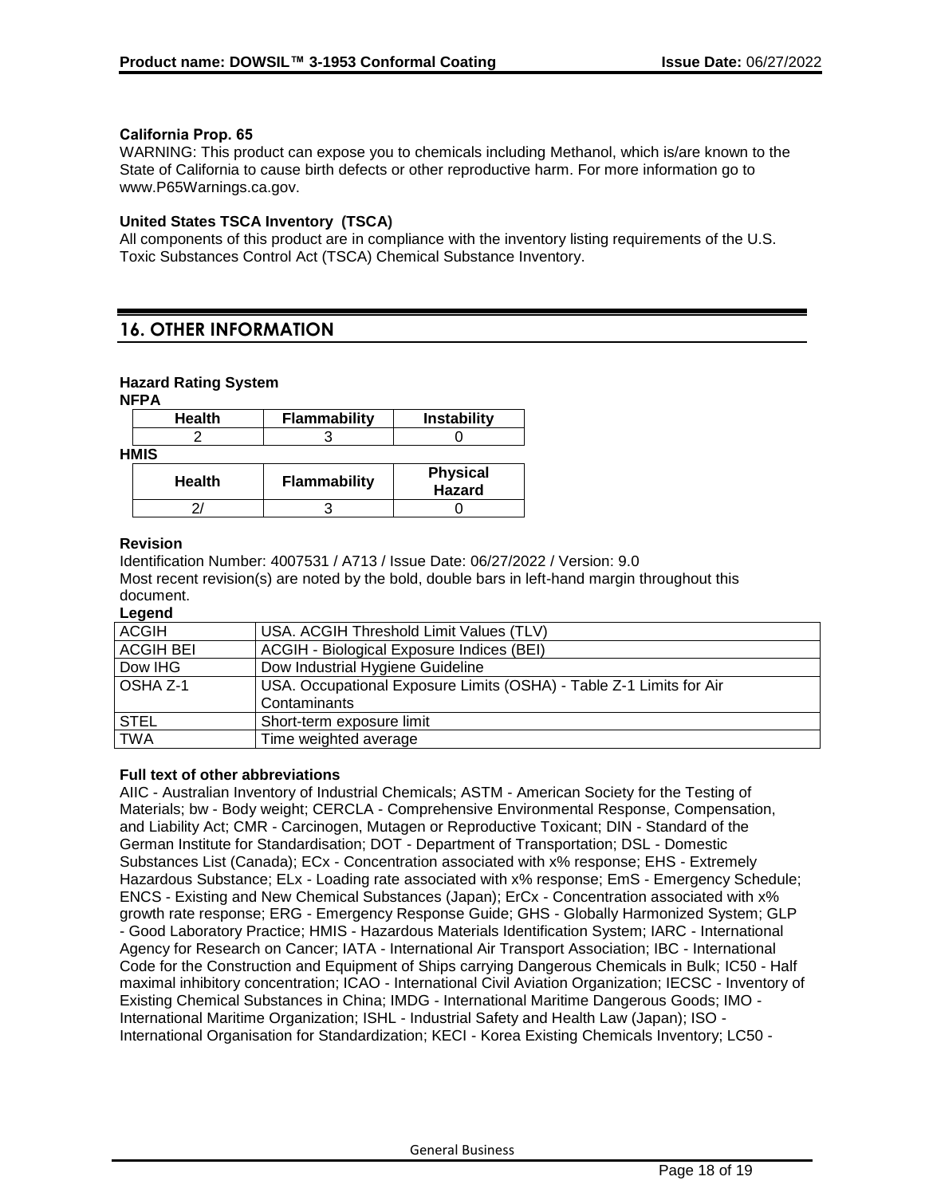**California Prop. 65**

WARNING: This product can expose you to chemicals including Methanol, which is/are known to the State of California to cause birth defects or other reproductive harm. For more information go to www.P65Warnings.ca.gov.

**United States TSCA Inventory (TSCA)**

All components of this product are in compliance with the inventory listing requirements of the U.S. Toxic Substances Control Act (TSCA) Chemical Substance Inventory.

## 16. OTHER INFORMATION

**Hazard Rating System**

**NFPA**

| Health | Flammability | Instability |
|---|---|---|
| 2 | 3 | 0 |

**HMIS**

| Health | Flammability | Physical Hazard |
|---|---|---|
| 2/ | 3 | 0 |

**Revision**

Identification Number: 4007531 / A713 / Issue Date: 06/27/2022 / Version: 9.0

Most recent revision(s) are noted by the bold, double bars in left-hand margin throughout this document.

**Legend**

| | |
|---|---|
| ACGIH | USA. ACGIH Threshold Limit Values (TLV) |
| ACGIH BEI | ACGIH - Biological Exposure Indices (BEI) |
| Dow IHG | Dow Industrial Hygiene Guideline |
| OSHA Z-1 | USA. Occupational Exposure Limits (OSHA) - Table Z-1 Limits for Air Contaminants |
| STEL | Short-term exposure limit |
| TWA | Time weighted average |

**Full text of other abbreviations**

AIIC - Australian Inventory of Industrial Chemicals; ASTM - American Society for the Testing of Materials; bw - Body weight; CERCLA - Comprehensive Environmental Response, Compensation, and Liability Act; CMR - Carcinogen, Mutagen or Reproductive Toxicant; DIN - Standard of the German Institute for Standardisation; DOT - Department of Transportation; DSL - Domestic Substances List (Canada); ECx - Concentration associated with x% response; EHS - Extremely Hazardous Substance; ELx - Loading rate associated with x% response; EmS - Emergency Schedule; ENCS - Existing and New Chemical Substances (Japan); ErCx - Concentration associated with x% growth rate response; ERG - Emergency Response Guide; GHS - Globally Harmonized System; GLP - Good Laboratory Practice; HMIS - Hazardous Materials Identification System; IARC - International Agency for Research on Cancer; IATA - International Air Transport Association; IBC - International Code for the Construction and Equipment of Ships carrying Dangerous Chemicals in Bulk; IC50 - Half maximal inhibitory concentration; ICAO - International Civil Aviation Organization; IECSC - Inventory of Existing Chemical Substances in China; IMDG - International Maritime Dangerous Goods; IMO - International Maritime Organization; ISHL - Industrial Safety and Health Law (Japan); ISO - International Organisation for Standardization; KECI - Korea Existing Chemicals Inventory; LC50 -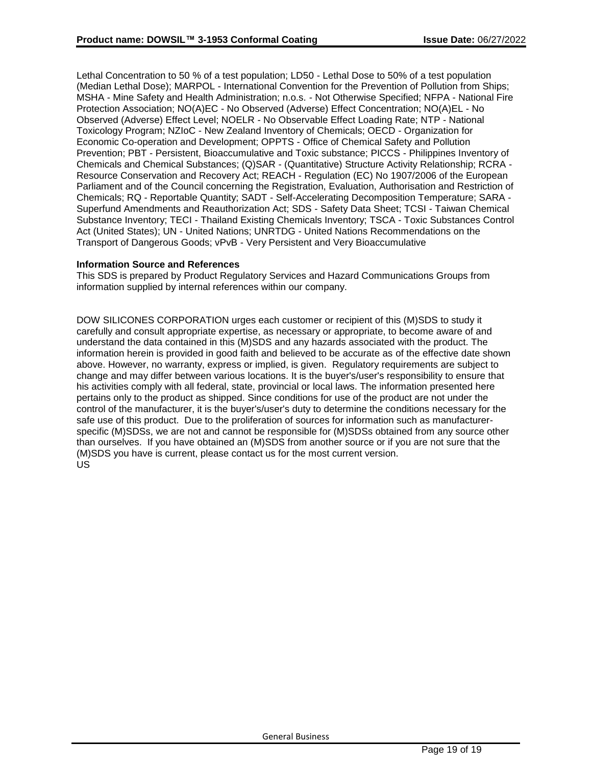Lethal Concentration to 50 % of a test population; LD50 - Lethal Dose to 50% of a test population (Median Lethal Dose); MARPOL - International Convention for the Prevention of Pollution from Ships; MSHA - Mine Safety and Health Administration; n.o.s. - Not Otherwise Specified; NFPA - National Fire Protection Association; NO(A)EC - No Observed (Adverse) Effect Concentration; NO(A)EL - No Observed (Adverse) Effect Level; NOELR - No Observable Effect Loading Rate; NTP - National Toxicology Program; NZIoC - New Zealand Inventory of Chemicals; OECD - Organization for Economic Co-operation and Development; OPPTS - Office of Chemical Safety and Pollution Prevention; PBT - Persistent, Bioaccumulative and Toxic substance; PICCS - Philippines Inventory of Chemicals and Chemical Substances; (Q)SAR - (Quantitative) Structure Activity Relationship; RCRA - Resource Conservation and Recovery Act; REACH - Regulation (EC) No 1907/2006 of the European Parliament and of the Council concerning the Registration, Evaluation, Authorisation and Restriction of Chemicals; RQ - Reportable Quantity; SADT - Self-Accelerating Decomposition Temperature; SARA - Superfund Amendments and Reauthorization Act; SDS - Safety Data Sheet; TCSI - Taiwan Chemical Substance Inventory; TECI - Thailand Existing Chemicals Inventory; TSCA - Toxic Substances Control Act (United States); UN - United Nations; UNRTDG - United Nations Recommendations on the Transport of Dangerous Goods; vPvB - Very Persistent and Very Bioaccumulative

**Information Source and References**

This SDS is prepared by Product Regulatory Services and Hazard Communications Groups from information supplied by internal references within our company.

DOW SILICONES CORPORATION urges each customer or recipient of this (M)SDS to study it carefully and consult appropriate expertise, as necessary or appropriate, to become aware of and understand the data contained in this (M)SDS and any hazards associated with the product. The information herein is provided in good faith and believed to be accurate as of the effective date shown above. However, no warranty, express or implied, is given. Regulatory requirements are subject to change and may differ between various locations. It is the buyer's/user's responsibility to ensure that his activities comply with all federal, state, provincial or local laws. The information presented here pertains only to the product as shipped. Since conditions for use of the product are not under the control of the manufacturer, it is the buyer's/user's duty to determine the conditions necessary for the safe use of this product. Due to the proliferation of sources for information such as manufacturer-specific (M)SDSs, we are not and cannot be responsible for (M)SDSs obtained from any source other than ourselves. If you have obtained an (M)SDS from another source or if you are not sure that the (M)SDS you have is current, please contact us for the most current version.

US